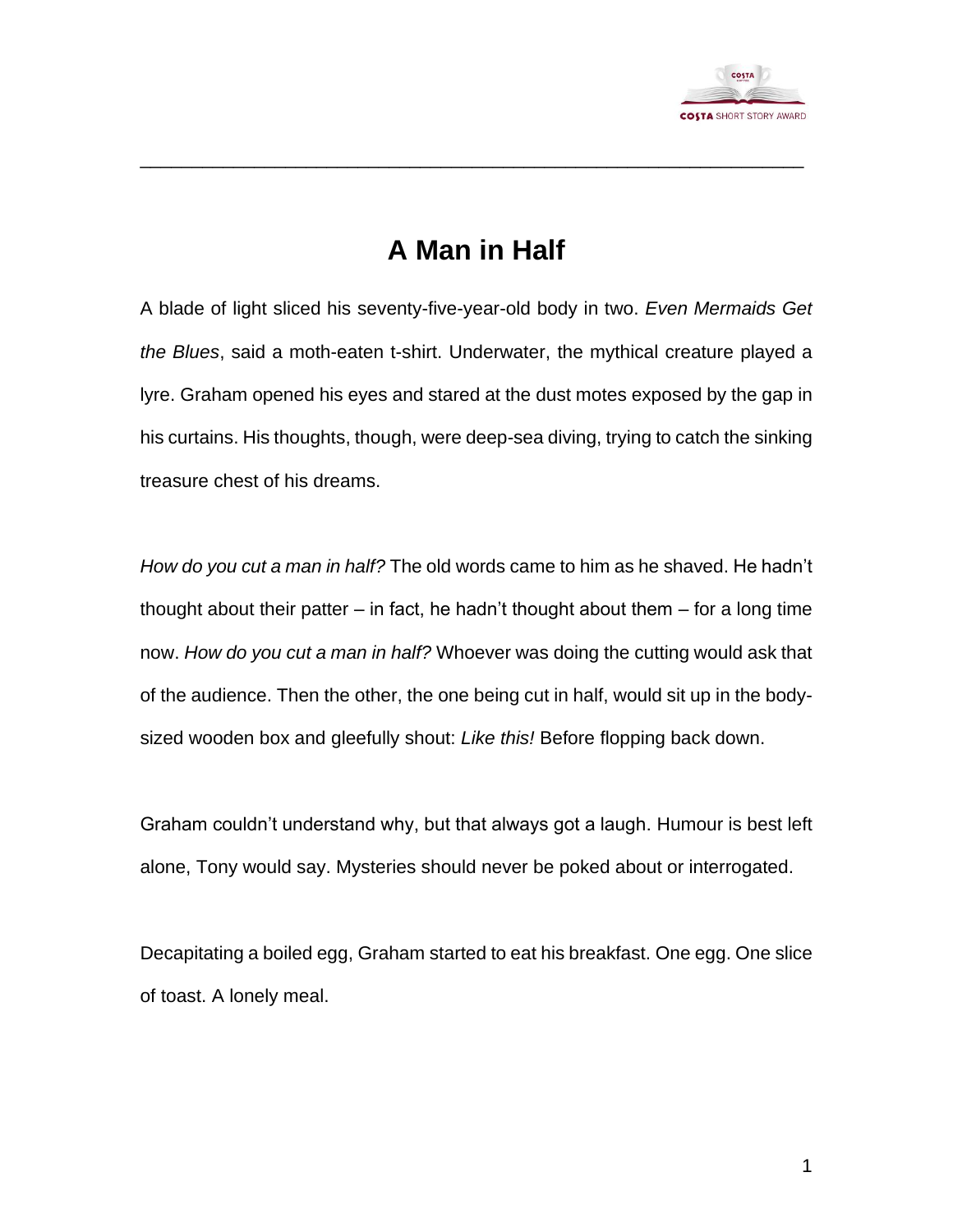# A Man in Half

A blade of light sliced his seventy-five-year-old body in two. *Even Mermaids Get the Blues*, said a moth-eaten t-shirt. Underwater, the mythical creature played a lyre. Graham opened his eyes and stared at the dust motes exposed by the gap in his curtains. His thoughts, though, were deep-sea diving, trying to catch the sinking treasure chest of his dreams.

*How do you cut a man in half?* The old words came to him as he shaved. He hadn't thought about their patter – in fact, he hadn't thought about them – for a long time now. *How do you cut a man in half?* Whoever was doing the cutting would ask that of the audience. Then the other, the one being cut in half, would sit up in the body-sized wooden box and gleefully shout: *Like this!* Before flopping back down.

Graham couldn't understand why, but that always got a laugh. Humour is best left alone, Tony would say. Mysteries should never be poked about or interrogated.

Decapitating a boiled egg, Graham started to eat his breakfast. One egg. One slice of toast. A lonely meal.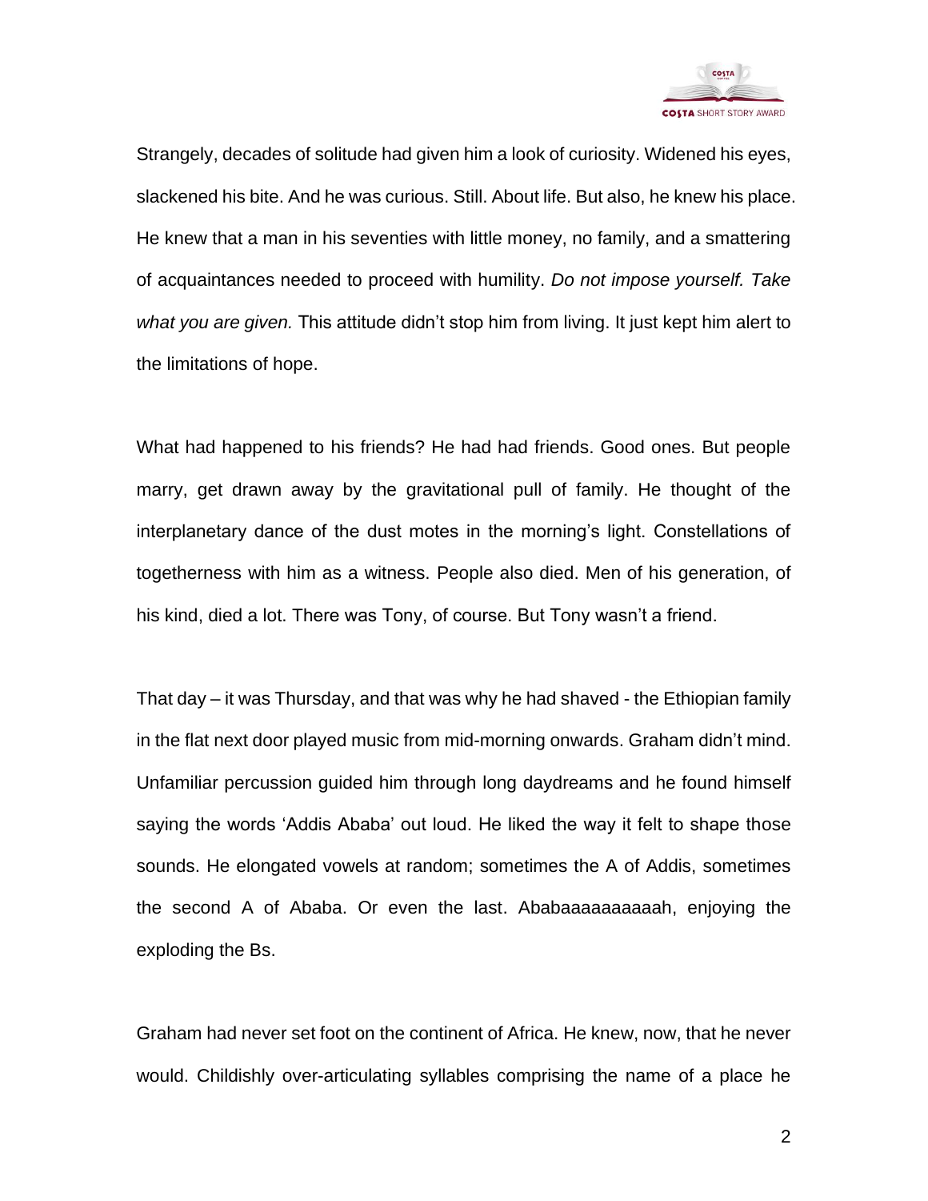Strangely, decades of solitude had given him a look of curiosity. Widened his eyes, slackened his bite. And he was curious. Still. About life. But also, he knew his place. He knew that a man in his seventies with little money, no family, and a smattering of acquaintances needed to proceed with humility. *Do not impose yourself. Take what you are given.* This attitude didn't stop him from living. It just kept him alert to the limitations of hope.

What had happened to his friends? He had had friends. Good ones. But people marry, get drawn away by the gravitational pull of family. He thought of the interplanetary dance of the dust motes in the morning's light. Constellations of togetherness with him as a witness. People also died. Men of his generation, of his kind, died a lot. There was Tony, of course. But Tony wasn't a friend.

That day – it was Thursday, and that was why he had shaved - the Ethiopian family in the flat next door played music from mid-morning onwards. Graham didn't mind. Unfamiliar percussion guided him through long daydreams and he found himself saying the words 'Addis Ababa' out loud. He liked the way it felt to shape those sounds. He elongated vowels at random; sometimes the A of Addis, sometimes the second A of Ababa. Or even the last. Ababaaaaaaaaaah, enjoying the exploding the Bs.

Graham had never set foot on the continent of Africa. He knew, now, that he never would. Childishly over-articulating syllables comprising the name of a place he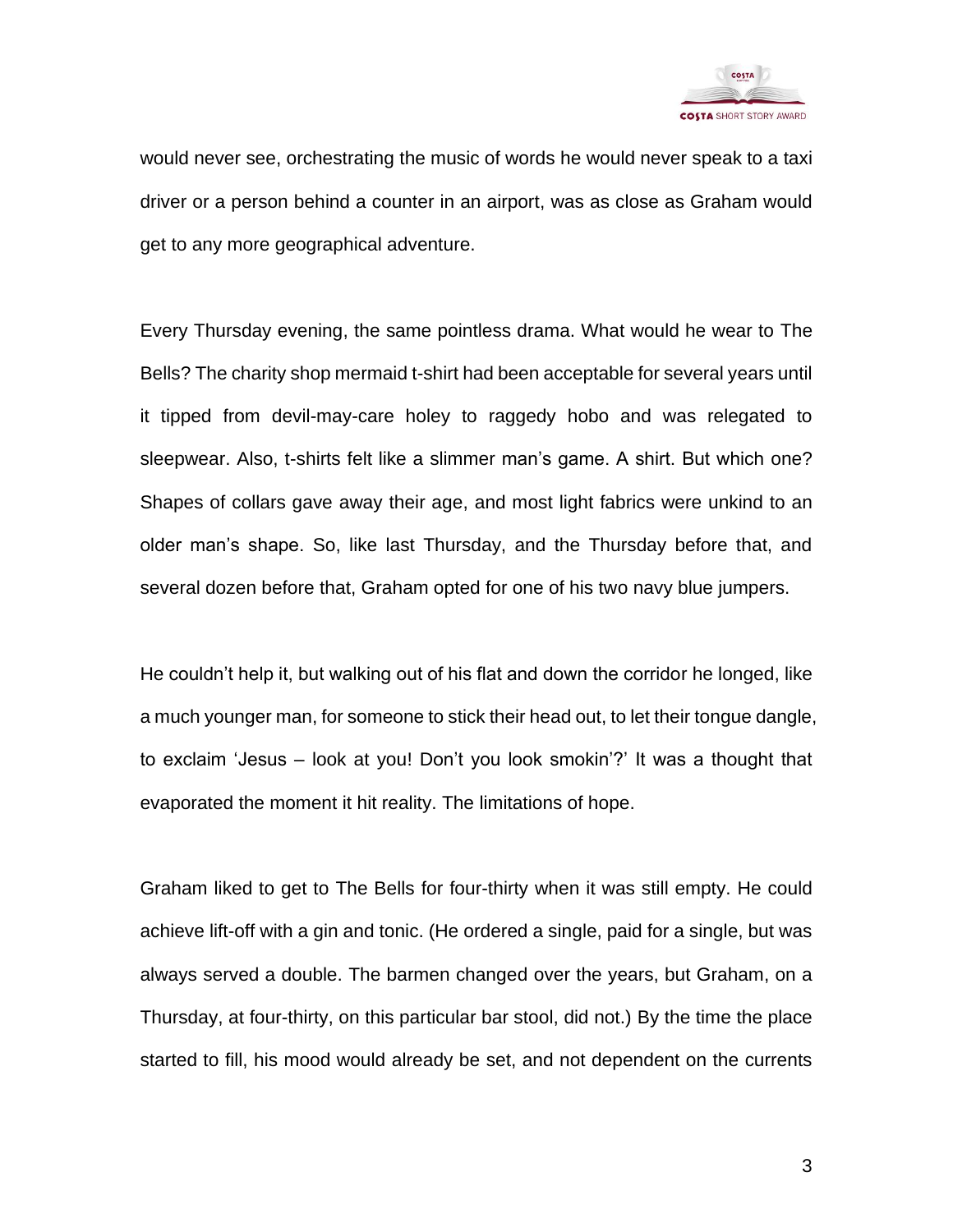would never see, orchestrating the music of words he would never speak to a taxi driver or a person behind a counter in an airport, was as close as Graham would get to any more geographical adventure.

Every Thursday evening, the same pointless drama. What would he wear to The Bells? The charity shop mermaid t-shirt had been acceptable for several years until it tipped from devil-may-care holey to raggedy hobo and was relegated to sleepwear. Also, t-shirts felt like a slimmer man's game. A shirt. But which one? Shapes of collars gave away their age, and most light fabrics were unkind to an older man's shape. So, like last Thursday, and the Thursday before that, and several dozen before that, Graham opted for one of his two navy blue jumpers.

He couldn't help it, but walking out of his flat and down the corridor he longed, like a much younger man, for someone to stick their head out, to let their tongue dangle, to exclaim 'Jesus – look at you! Don't you look smokin'?' It was a thought that evaporated the moment it hit reality. The limitations of hope.

Graham liked to get to The Bells for four-thirty when it was still empty. He could achieve lift-off with a gin and tonic. (He ordered a single, paid for a single, but was always served a double. The barmen changed over the years, but Graham, on a Thursday, at four-thirty, on this particular bar stool, did not.) By the time the place started to fill, his mood would already be set, and not dependent on the currents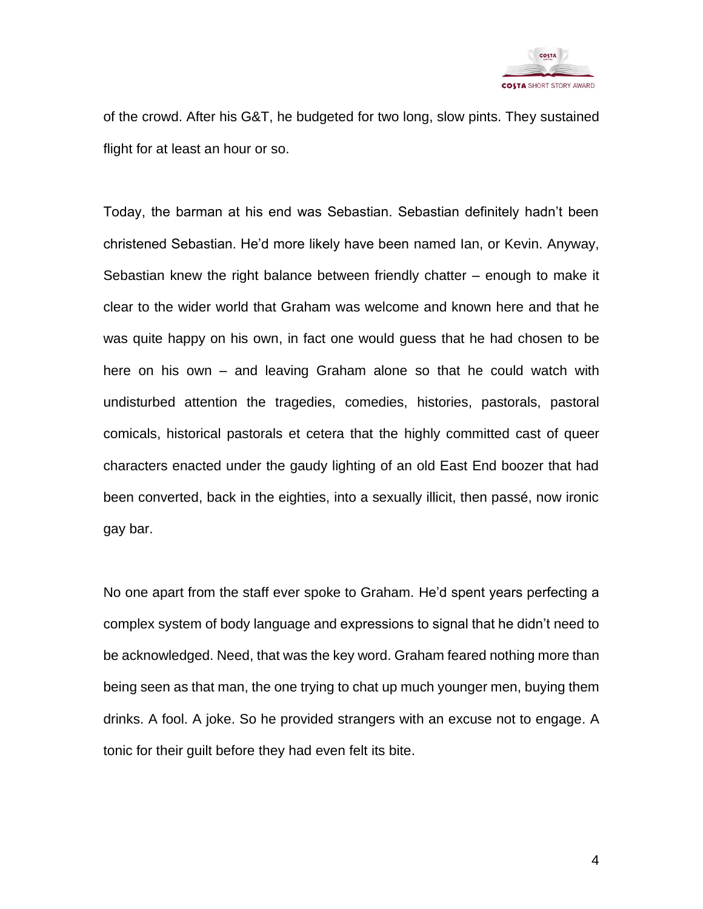of the crowd. After his G&T, he budgeted for two long, slow pints. They sustained flight for at least an hour or so.

Today, the barman at his end was Sebastian. Sebastian definitely hadn't been christened Sebastian. He'd more likely have been named Ian, or Kevin. Anyway, Sebastian knew the right balance between friendly chatter – enough to make it clear to the wider world that Graham was welcome and known here and that he was quite happy on his own, in fact one would guess that he had chosen to be here on his own – and leaving Graham alone so that he could watch with undisturbed attention the tragedies, comedies, histories, pastorals, pastoral comicals, historical pastorals et cetera that the highly committed cast of queer characters enacted under the gaudy lighting of an old East End boozer that had been converted, back in the eighties, into a sexually illicit, then passé, now ironic gay bar.

No one apart from the staff ever spoke to Graham. He'd spent years perfecting a complex system of body language and expressions to signal that he didn't need to be acknowledged. Need, that was the key word. Graham feared nothing more than being seen as that man, the one trying to chat up much younger men, buying them drinks. A fool. A joke. So he provided strangers with an excuse not to engage. A tonic for their guilt before they had even felt its bite.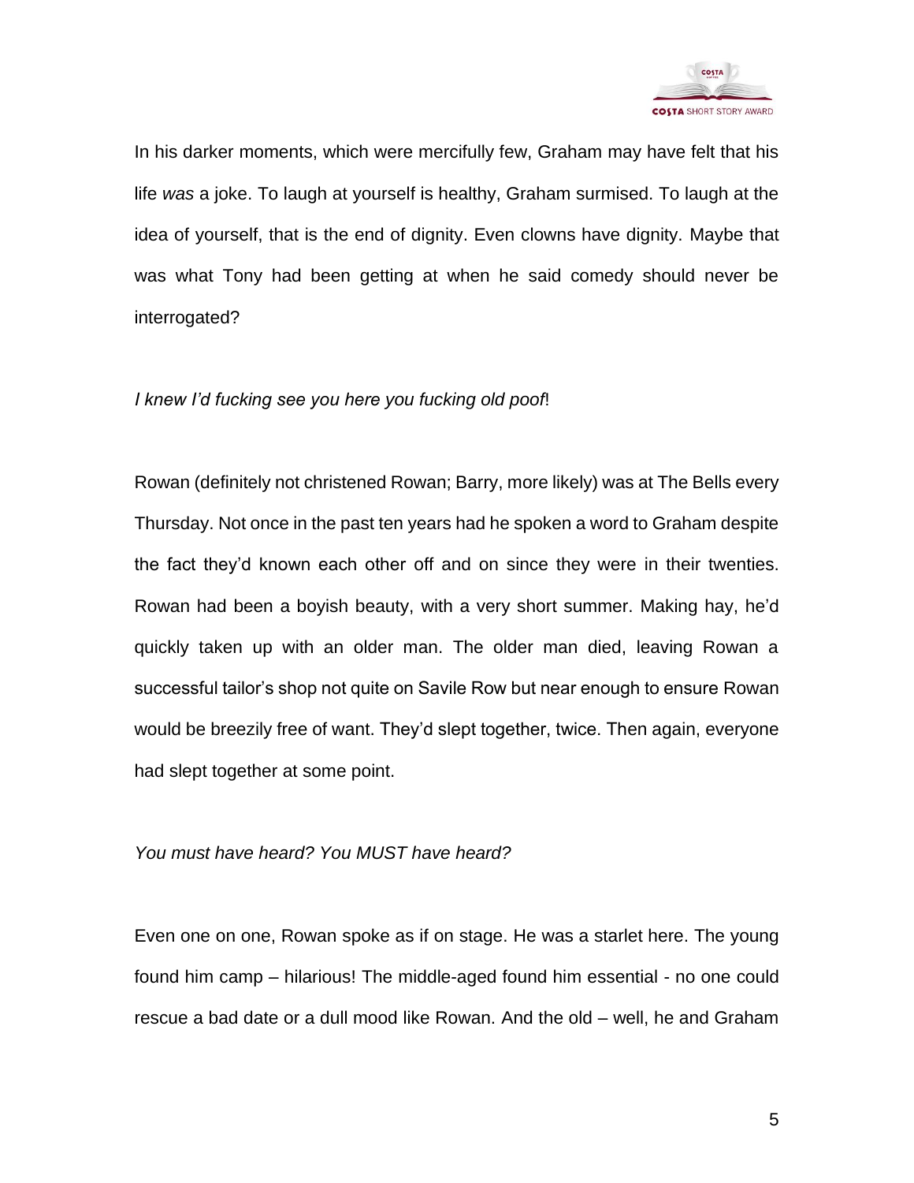In his darker moments, which were mercifully few, Graham may have felt that his life *was* a joke. To laugh at yourself is healthy, Graham surmised. To laugh at the idea of yourself, that is the end of dignity. Even clowns have dignity. Maybe that was what Tony had been getting at when he said comedy should never be interrogated?

*I knew I'd fucking see you here you fucking old poof*!

Rowan (definitely not christened Rowan; Barry, more likely) was at The Bells every Thursday. Not once in the past ten years had he spoken a word to Graham despite the fact they'd known each other off and on since they were in their twenties. Rowan had been a boyish beauty, with a very short summer. Making hay, he'd quickly taken up with an older man. The older man died, leaving Rowan a successful tailor's shop not quite on Savile Row but near enough to ensure Rowan would be breezily free of want. They'd slept together, twice. Then again, everyone had slept together at some point.

*You must have heard? You MUST have heard?*

Even one on one, Rowan spoke as if on stage. He was a starlet here. The young found him camp – hilarious! The middle-aged found him essential - no one could rescue a bad date or a dull mood like Rowan. And the old – well, he and Graham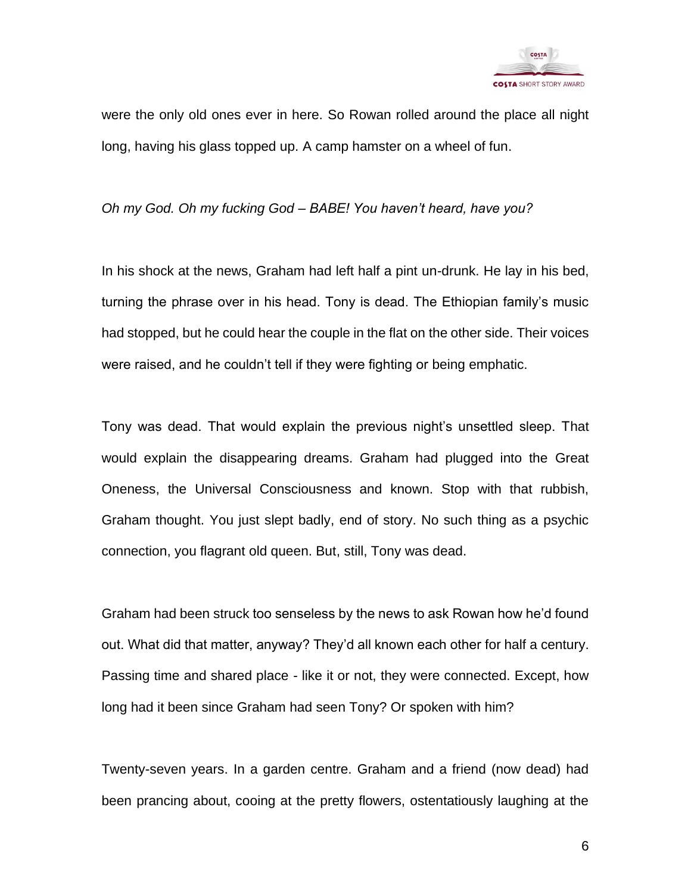were the only old ones ever in here. So Rowan rolled around the place all night long, having his glass topped up. A camp hamster on a wheel of fun.

*Oh my God. Oh my fucking God – BABE! You haven't heard, have you?*

In his shock at the news, Graham had left half a pint un-drunk. He lay in his bed, turning the phrase over in his head. Tony is dead. The Ethiopian family's music had stopped, but he could hear the couple in the flat on the other side. Their voices were raised, and he couldn't tell if they were fighting or being emphatic.

Tony was dead. That would explain the previous night's unsettled sleep. That would explain the disappearing dreams. Graham had plugged into the Great Oneness, the Universal Consciousness and known. Stop with that rubbish, Graham thought. You just slept badly, end of story. No such thing as a psychic connection, you flagrant old queen. But, still, Tony was dead.

Graham had been struck too senseless by the news to ask Rowan how he'd found out. What did that matter, anyway? They'd all known each other for half a century. Passing time and shared place - like it or not, they were connected. Except, how long had it been since Graham had seen Tony? Or spoken with him?

Twenty-seven years. In a garden centre. Graham and a friend (now dead) had been prancing about, cooing at the pretty flowers, ostentatiously laughing at the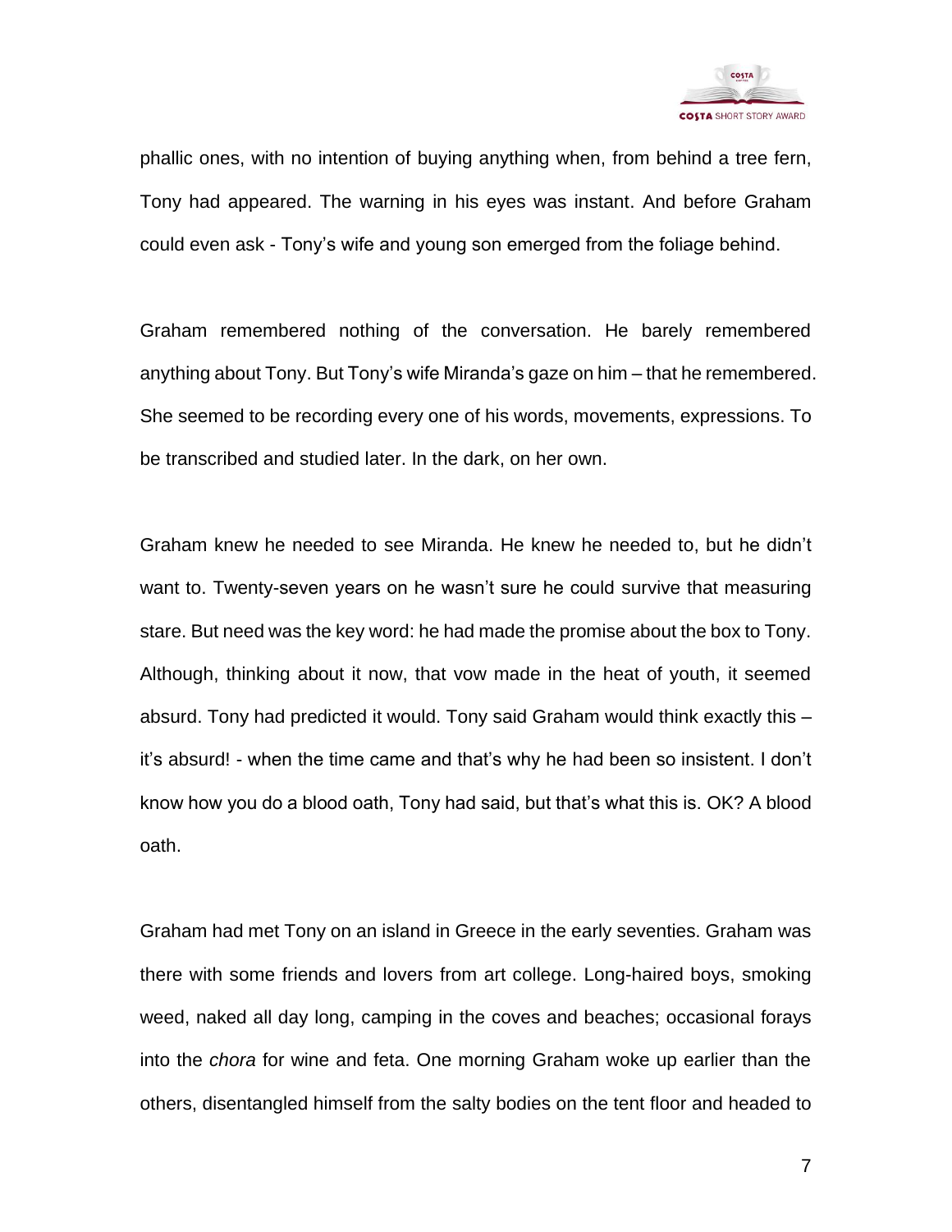phallic ones, with no intention of buying anything when, from behind a tree fern, Tony had appeared. The warning in his eyes was instant. And before Graham could even ask - Tony's wife and young son emerged from the foliage behind.

Graham remembered nothing of the conversation. He barely remembered anything about Tony. But Tony's wife Miranda's gaze on him – that he remembered. She seemed to be recording every one of his words, movements, expressions. To be transcribed and studied later. In the dark, on her own.

Graham knew he needed to see Miranda. He knew he needed to, but he didn't want to. Twenty-seven years on he wasn't sure he could survive that measuring stare. But need was the key word: he had made the promise about the box to Tony. Although, thinking about it now, that vow made in the heat of youth, it seemed absurd. Tony had predicted it would. Tony said Graham would think exactly this – it's absurd! - when the time came and that's why he had been so insistent. I don't know how you do a blood oath, Tony had said, but that's what this is. OK? A blood oath.

Graham had met Tony on an island in Greece in the early seventies. Graham was there with some friends and lovers from art college. Long-haired boys, smoking weed, naked all day long, camping in the coves and beaches; occasional forays into the *chora* for wine and feta. One morning Graham woke up earlier than the others, disentangled himself from the salty bodies on the tent floor and headed to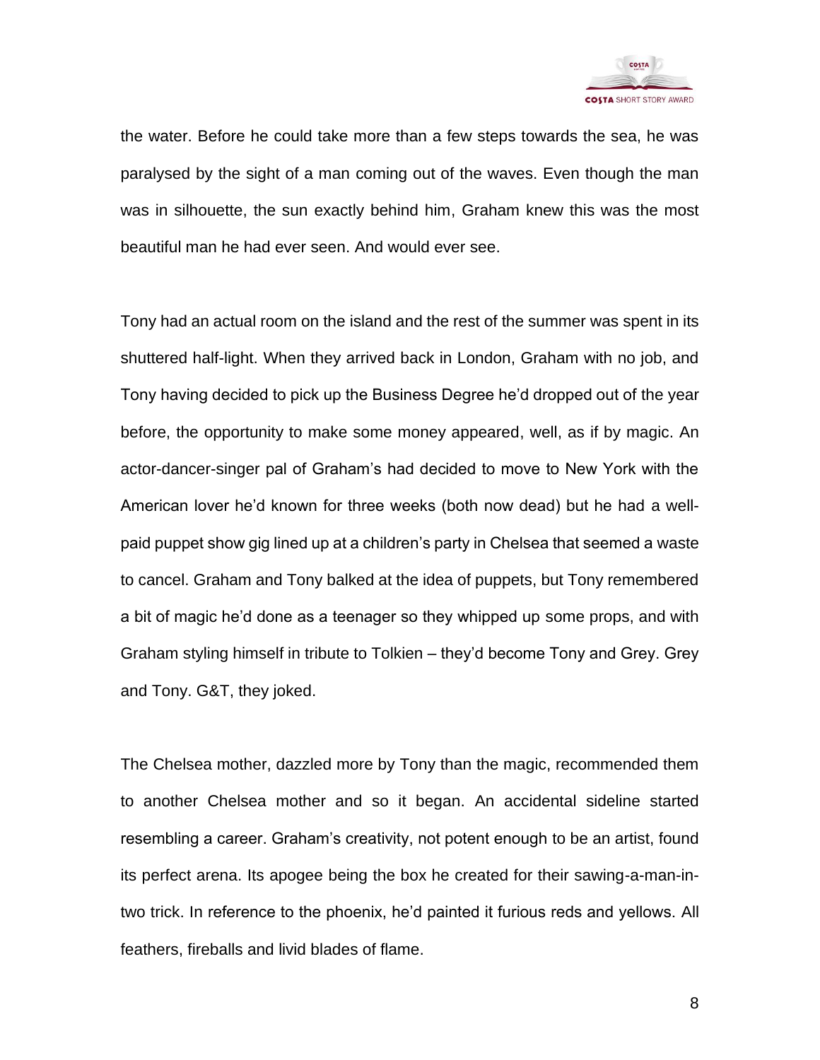the water. Before he could take more than a few steps towards the sea, he was paralysed by the sight of a man coming out of the waves. Even though the man was in silhouette, the sun exactly behind him, Graham knew this was the most beautiful man he had ever seen. And would ever see.

Tony had an actual room on the island and the rest of the summer was spent in its shuttered half-light. When they arrived back in London, Graham with no job, and Tony having decided to pick up the Business Degree he'd dropped out of the year before, the opportunity to make some money appeared, well, as if by magic. An actor-dancer-singer pal of Graham's had decided to move to New York with the American lover he'd known for three weeks (both now dead) but he had a well-paid puppet show gig lined up at a children's party in Chelsea that seemed a waste to cancel. Graham and Tony balked at the idea of puppets, but Tony remembered a bit of magic he'd done as a teenager so they whipped up some props, and with Graham styling himself in tribute to Tolkien – they'd become Tony and Grey. Grey and Tony. G&T, they joked.

The Chelsea mother, dazzled more by Tony than the magic, recommended them to another Chelsea mother and so it began. An accidental sideline started resembling a career. Graham's creativity, not potent enough to be an artist, found its perfect arena. Its apogee being the box he created for their sawing-a-man-in-two trick. In reference to the phoenix, he'd painted it furious reds and yellows. All feathers, fireballs and livid blades of flame.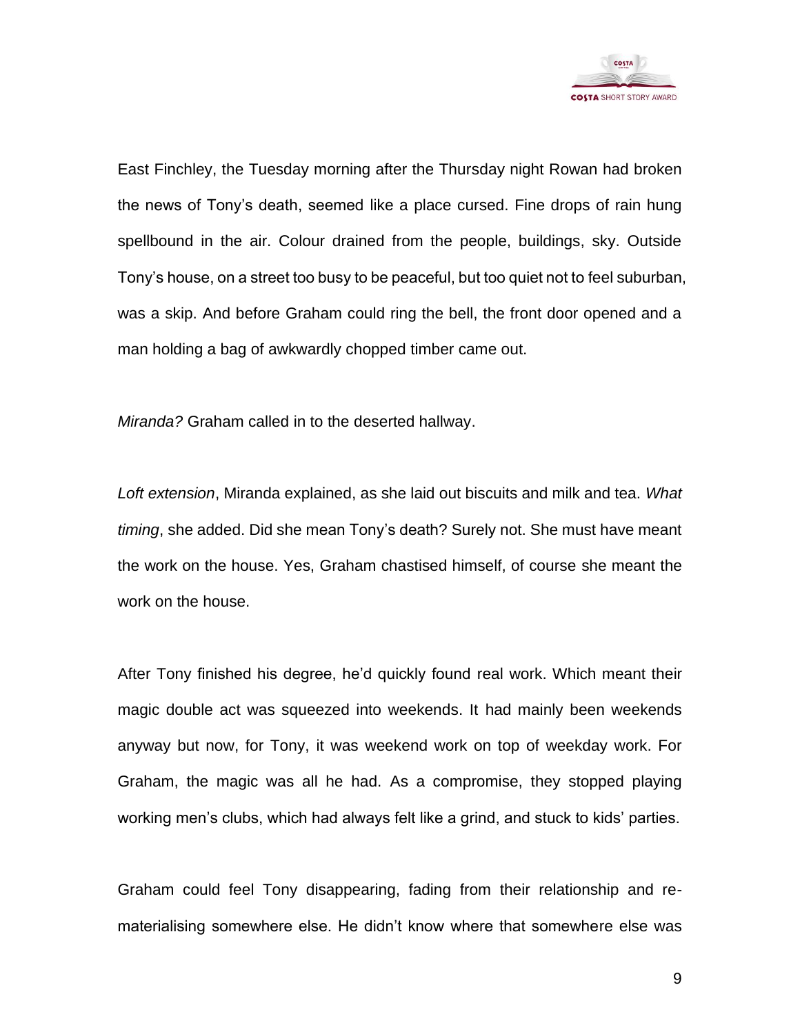East Finchley, the Tuesday morning after the Thursday night Rowan had broken the news of Tony's death, seemed like a place cursed. Fine drops of rain hung spellbound in the air. Colour drained from the people, buildings, sky. Outside Tony's house, on a street too busy to be peaceful, but too quiet not to feel suburban, was a skip. And before Graham could ring the bell, the front door opened and a man holding a bag of awkwardly chopped timber came out.

*Miranda?* Graham called in to the deserted hallway.

*Loft extension*, Miranda explained, as she laid out biscuits and milk and tea. *What timing*, she added. Did she mean Tony's death? Surely not. She must have meant the work on the house. Yes, Graham chastised himself, of course she meant the work on the house.

After Tony finished his degree, he'd quickly found real work. Which meant their magic double act was squeezed into weekends. It had mainly been weekends anyway but now, for Tony, it was weekend work on top of weekday work. For Graham, the magic was all he had. As a compromise, they stopped playing working men's clubs, which had always felt like a grind, and stuck to kids' parties.

Graham could feel Tony disappearing, fading from their relationship and re-materialising somewhere else. He didn't know where that somewhere else was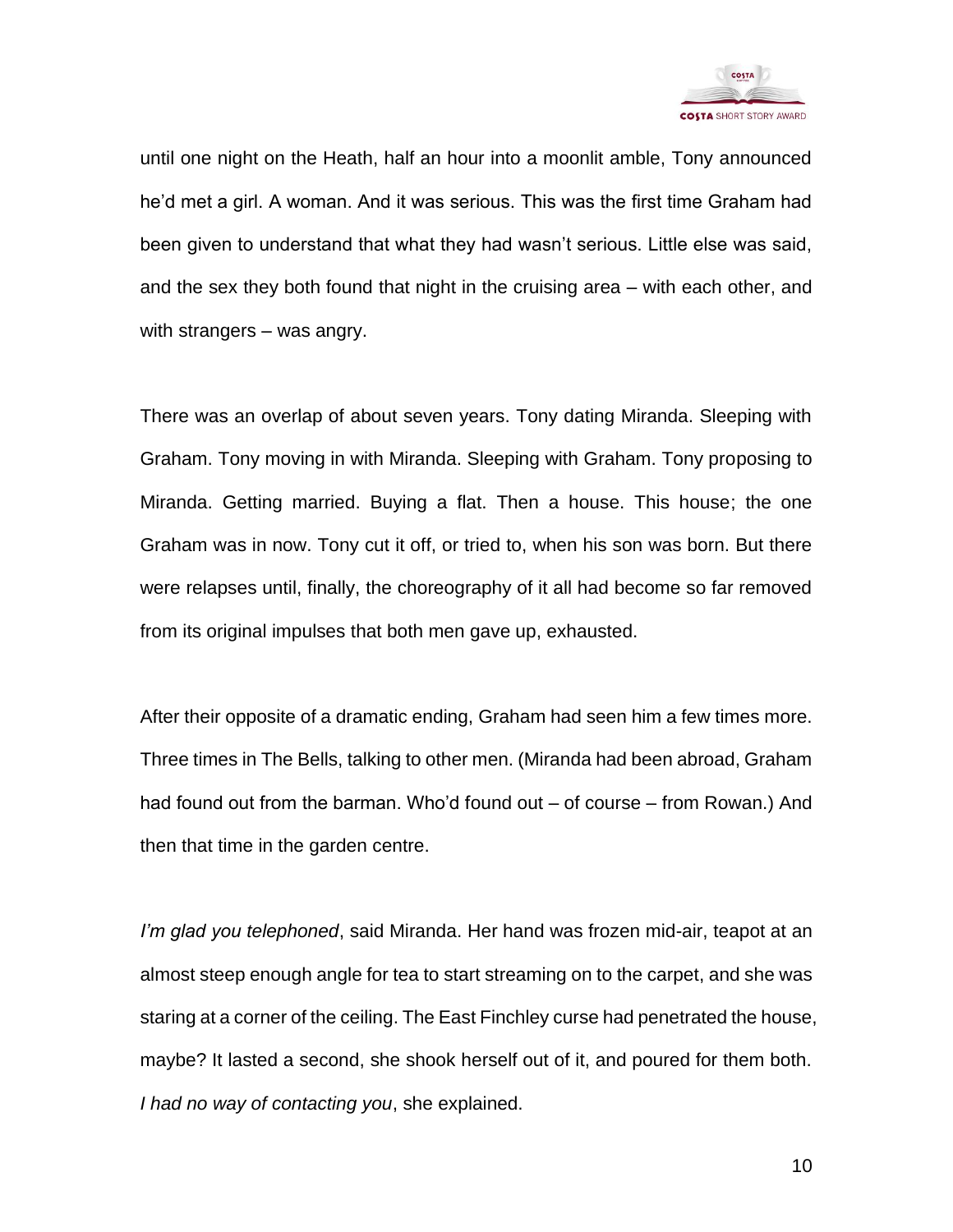until one night on the Heath, half an hour into a moonlit amble, Tony announced he'd met a girl. A woman. And it was serious. This was the first time Graham had been given to understand that what they had wasn't serious. Little else was said, and the sex they both found that night in the cruising area – with each other, and with strangers – was angry.

There was an overlap of about seven years. Tony dating Miranda. Sleeping with Graham. Tony moving in with Miranda. Sleeping with Graham. Tony proposing to Miranda. Getting married. Buying a flat. Then a house. This house; the one Graham was in now. Tony cut it off, or tried to, when his son was born. But there were relapses until, finally, the choreography of it all had become so far removed from its original impulses that both men gave up, exhausted.

After their opposite of a dramatic ending, Graham had seen him a few times more. Three times in The Bells, talking to other men. (Miranda had been abroad, Graham had found out from the barman. Who'd found out – of course – from Rowan.) And then that time in the garden centre.

*I'm glad you telephoned*, said Miranda. Her hand was frozen mid-air, teapot at an almost steep enough angle for tea to start streaming on to the carpet, and she was staring at a corner of the ceiling. The East Finchley curse had penetrated the house, maybe? It lasted a second, she shook herself out of it, and poured for them both. *I had no way of contacting you*, she explained.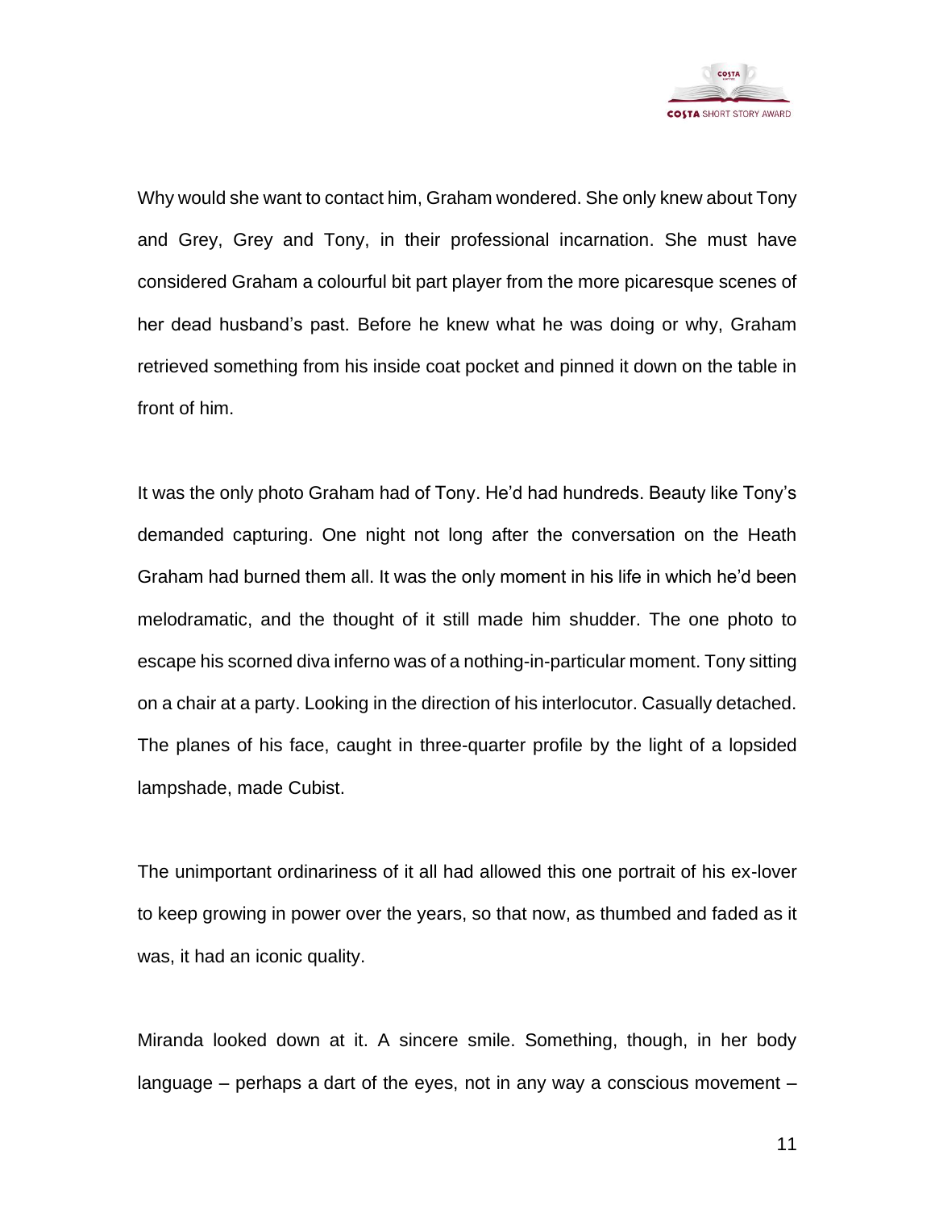Why would she want to contact him, Graham wondered. She only knew about Tony and Grey, Grey and Tony, in their professional incarnation. She must have considered Graham a colourful bit part player from the more picaresque scenes of her dead husband's past. Before he knew what he was doing or why, Graham retrieved something from his inside coat pocket and pinned it down on the table in front of him.

It was the only photo Graham had of Tony. He'd had hundreds. Beauty like Tony's demanded capturing. One night not long after the conversation on the Heath Graham had burned them all. It was the only moment in his life in which he'd been melodramatic, and the thought of it still made him shudder. The one photo to escape his scorned diva inferno was of a nothing-in-particular moment. Tony sitting on a chair at a party. Looking in the direction of his interlocutor. Casually detached. The planes of his face, caught in three-quarter profile by the light of a lopsided lampshade, made Cubist.

The unimportant ordinariness of it all had allowed this one portrait of his ex-lover to keep growing in power over the years, so that now, as thumbed and faded as it was, it had an iconic quality.

Miranda looked down at it. A sincere smile. Something, though, in her body language – perhaps a dart of the eyes, not in any way a conscious movement –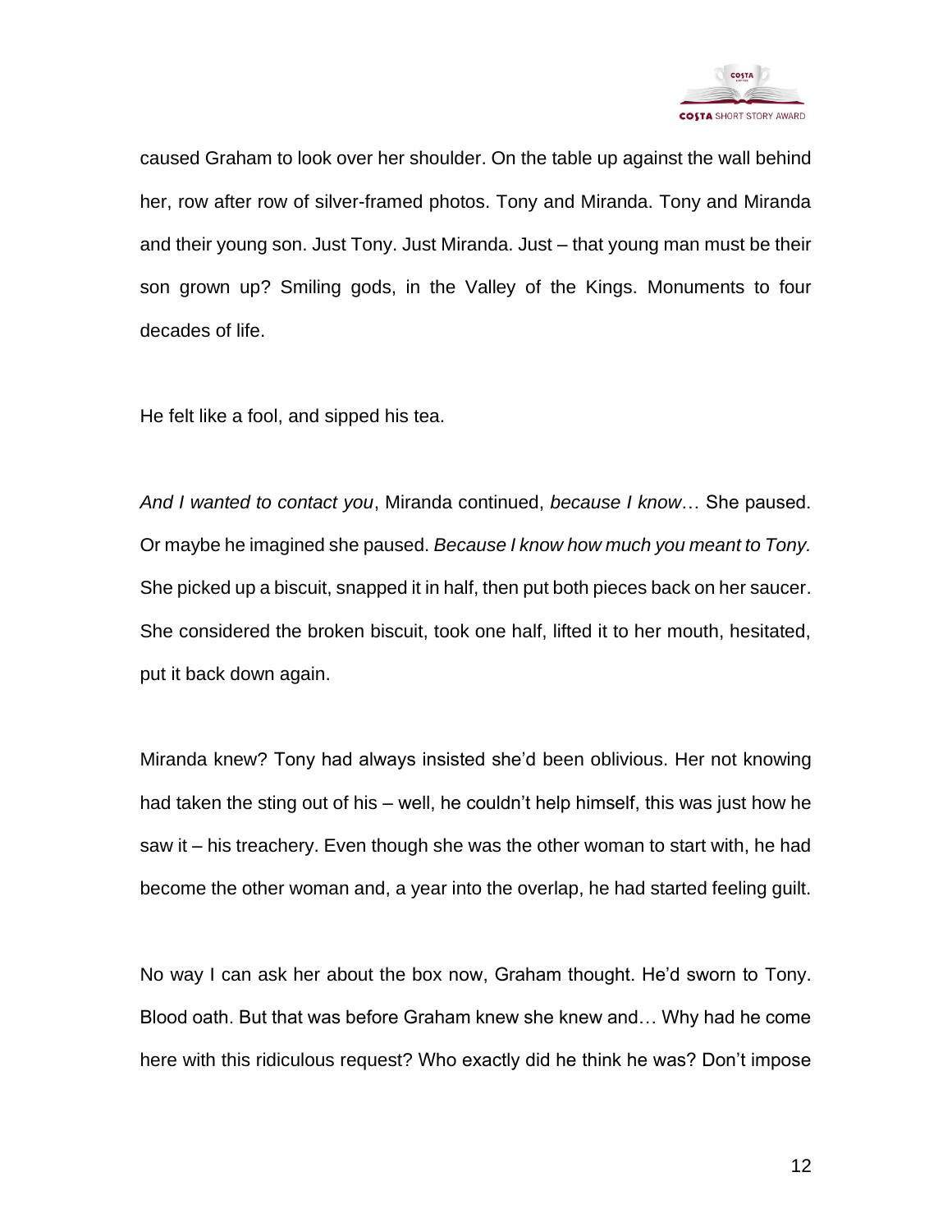caused Graham to look over her shoulder. On the table up against the wall behind her, row after row of silver-framed photos. Tony and Miranda. Tony and Miranda and their young son. Just Tony. Just Miranda. Just – that young man must be their son grown up? Smiling gods, in the Valley of the Kings. Monuments to four decades of life.

He felt like a fool, and sipped his tea.

*And I wanted to contact you*, Miranda continued, *because I know*… She paused. Or maybe he imagined she paused. *Because I know how much you meant to Tony.* She picked up a biscuit, snapped it in half, then put both pieces back on her saucer. She considered the broken biscuit, took one half, lifted it to her mouth, hesitated, put it back down again.

Miranda knew? Tony had always insisted she'd been oblivious. Her not knowing had taken the sting out of his – well, he couldn't help himself, this was just how he saw it – his treachery. Even though she was the other woman to start with, he had become the other woman and, a year into the overlap, he had started feeling guilt.

No way I can ask her about the box now, Graham thought. He'd sworn to Tony. Blood oath. But that was before Graham knew she knew and… Why had he come here with this ridiculous request? Who exactly did he think he was? Don't impose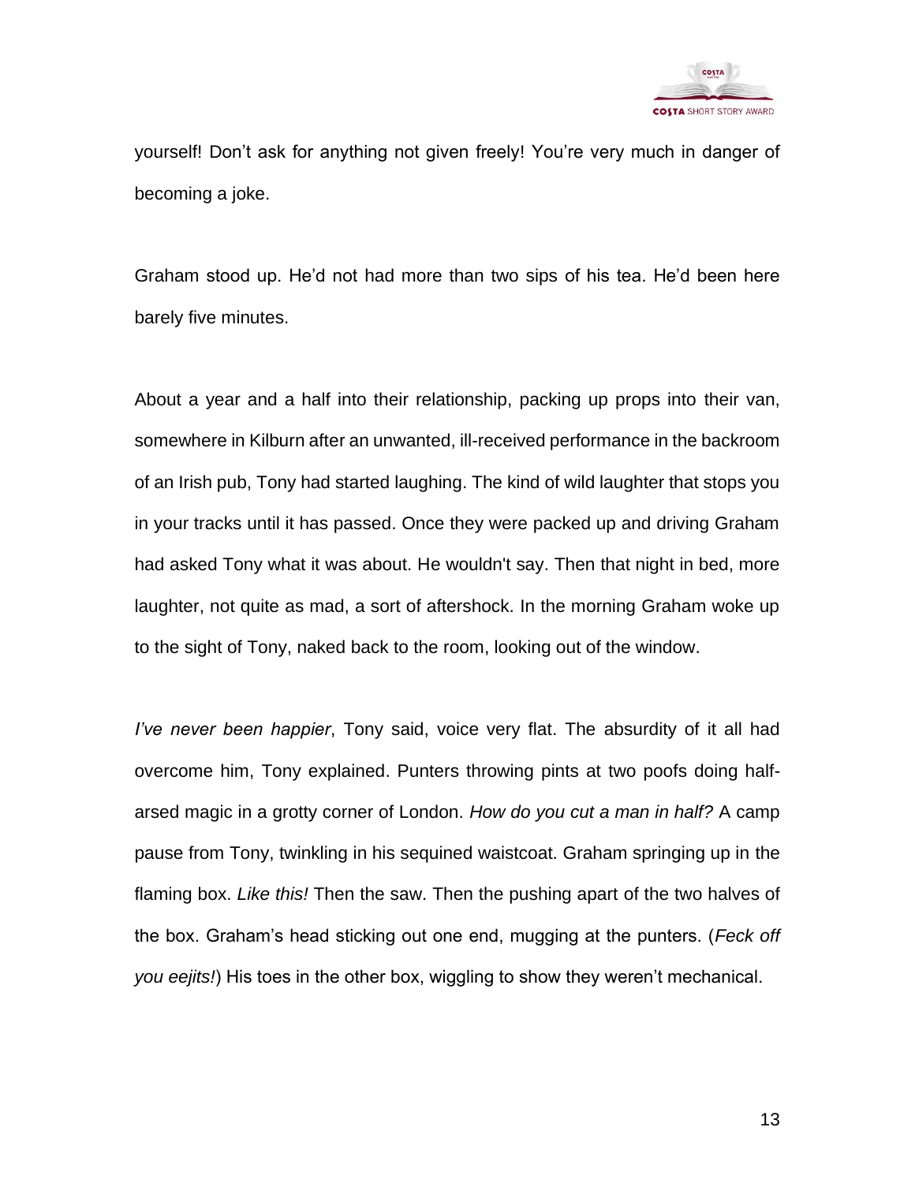yourself! Don't ask for anything not given freely! You're very much in danger of becoming a joke.

Graham stood up. He'd not had more than two sips of his tea. He'd been here barely five minutes.

About a year and a half into their relationship, packing up props into their van, somewhere in Kilburn after an unwanted, ill-received performance in the backroom of an Irish pub, Tony had started laughing. The kind of wild laughter that stops you in your tracks until it has passed. Once they were packed up and driving Graham had asked Tony what it was about. He wouldn't say. Then that night in bed, more laughter, not quite as mad, a sort of aftershock. In the morning Graham woke up to the sight of Tony, naked back to the room, looking out of the window.

*I've never been happier*, Tony said, voice very flat. The absurdity of it all had overcome him, Tony explained. Punters throwing pints at two poofs doing half-arsed magic in a grotty corner of London. *How do you cut a man in half?* A camp pause from Tony, twinkling in his sequined waistcoat. Graham springing up in the flaming box. *Like this!* Then the saw. Then the pushing apart of the two halves of the box. Graham's head sticking out one end, mugging at the punters. (*Feck off you eejits!*) His toes in the other box, wiggling to show they weren't mechanical.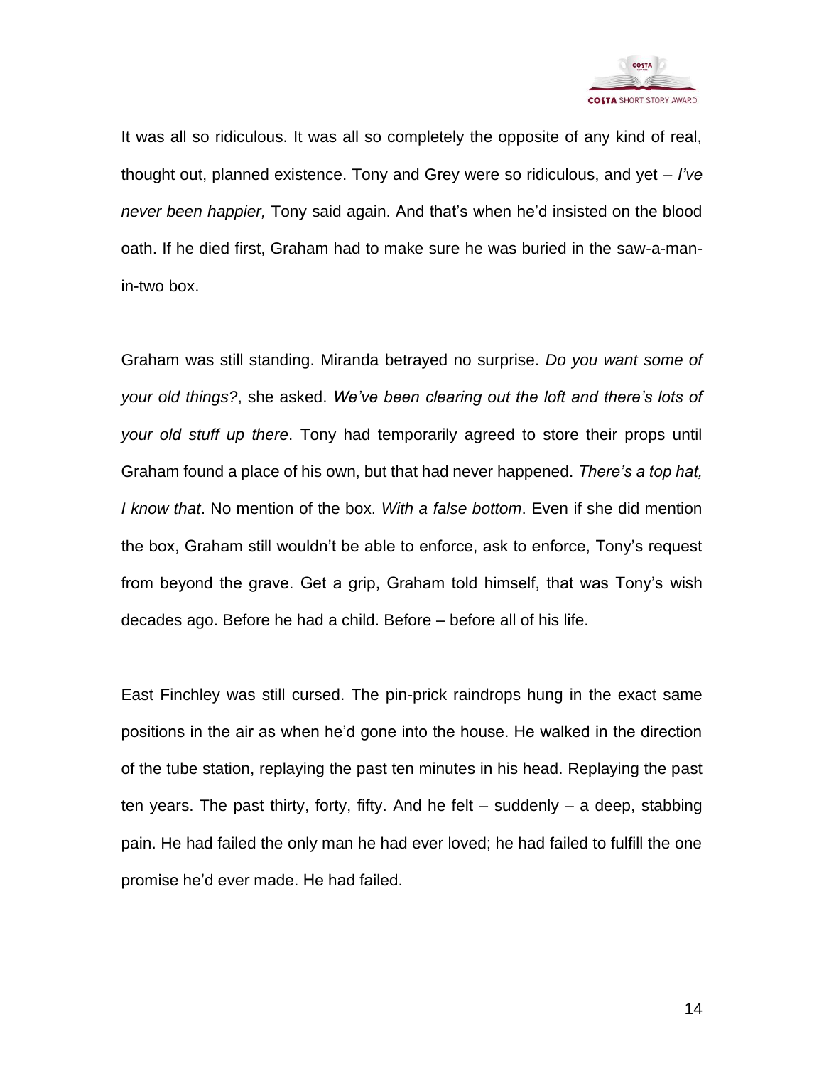It was all so ridiculous. It was all so completely the opposite of any kind of real, thought out, planned existence. Tony and Grey were so ridiculous, and yet – *I've never been happier,* Tony said again. And that's when he'd insisted on the blood oath. If he died first, Graham had to make sure he was buried in the saw-a-man-in-two box.

Graham was still standing. Miranda betrayed no surprise. *Do you want some of your old things?*, she asked. *We've been clearing out the loft and there's lots of your old stuff up there*. Tony had temporarily agreed to store their props until Graham found a place of his own, but that had never happened. *There's a top hat, I know that*. No mention of the box. *With a false bottom*. Even if she did mention the box, Graham still wouldn't be able to enforce, ask to enforce, Tony's request from beyond the grave. Get a grip, Graham told himself, that was Tony's wish decades ago. Before he had a child. Before – before all of his life.

East Finchley was still cursed. The pin-prick raindrops hung in the exact same positions in the air as when he'd gone into the house. He walked in the direction of the tube station, replaying the past ten minutes in his head. Replaying the past ten years. The past thirty, forty, fifty. And he felt – suddenly – a deep, stabbing pain. He had failed the only man he had ever loved; he had failed to fulfill the one promise he'd ever made. He had failed.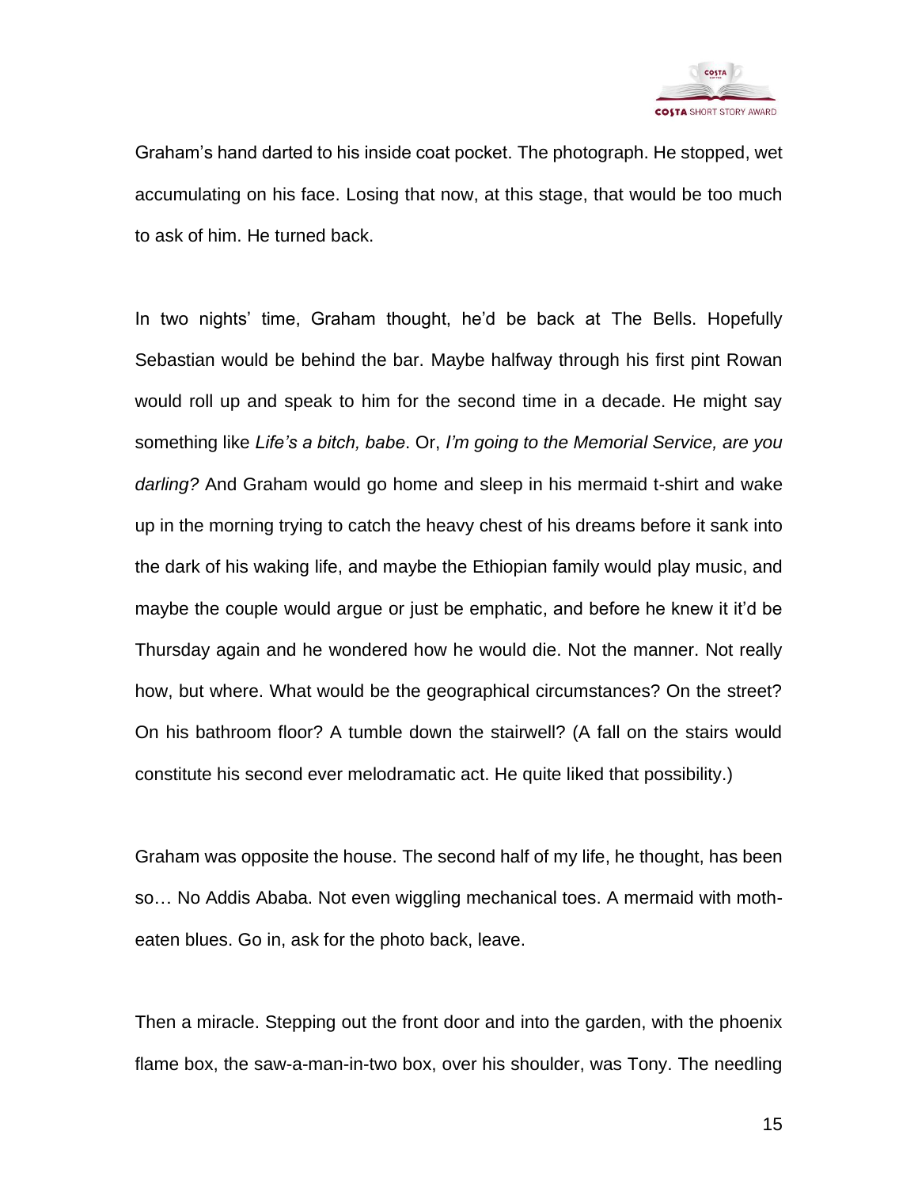Graham's hand darted to his inside coat pocket. The photograph. He stopped, wet accumulating on his face. Losing that now, at this stage, that would be too much to ask of him. He turned back.

In two nights' time, Graham thought, he'd be back at The Bells. Hopefully Sebastian would be behind the bar. Maybe halfway through his first pint Rowan would roll up and speak to him for the second time in a decade. He might say something like *Life's a bitch, babe*. Or, *I'm going to the Memorial Service, are you darling?* And Graham would go home and sleep in his mermaid t-shirt and wake up in the morning trying to catch the heavy chest of his dreams before it sank into the dark of his waking life, and maybe the Ethiopian family would play music, and maybe the couple would argue or just be emphatic, and before he knew it it'd be Thursday again and he wondered how he would die. Not the manner. Not really how, but where. What would be the geographical circumstances? On the street? On his bathroom floor? A tumble down the stairwell? (A fall on the stairs would constitute his second ever melodramatic act. He quite liked that possibility.)

Graham was opposite the house. The second half of my life, he thought, has been so… No Addis Ababa. Not even wiggling mechanical toes. A mermaid with moth-eaten blues. Go in, ask for the photo back, leave.

Then a miracle. Stepping out the front door and into the garden, with the phoenix flame box, the saw-a-man-in-two box, over his shoulder, was Tony. The needling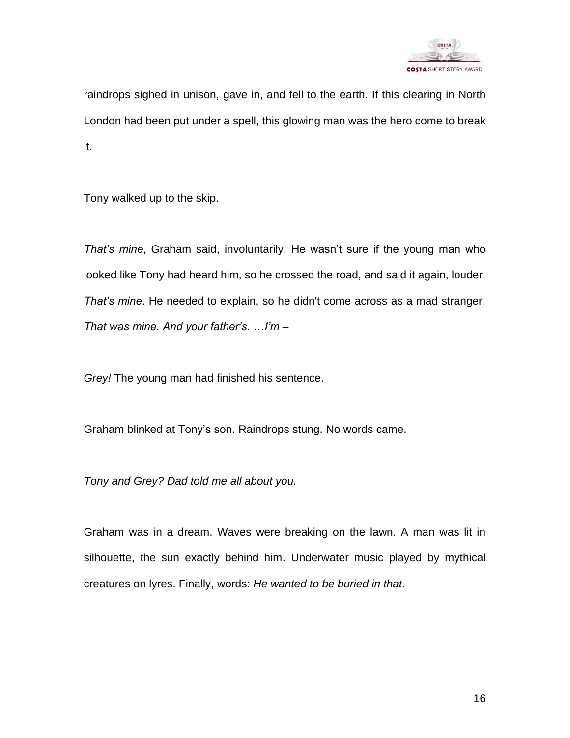raindrops sighed in unison, gave in, and fell to the earth. If this clearing in North London had been put under a spell, this glowing man was the hero come to break it.

Tony walked up to the skip.

*That's mine*, Graham said, involuntarily. He wasn't sure if the young man who looked like Tony had heard him, so he crossed the road, and said it again, louder. *That's mine*. He needed to explain, so he didn't come across as a mad stranger. *That was mine. And your father's.* …*I'm –*

*Grey!* The young man had finished his sentence.

Graham blinked at Tony's son. Raindrops stung. No words came.

*Tony and Grey? Dad told me all about you.*

Graham was in a dream. Waves were breaking on the lawn. A man was lit in silhouette, the sun exactly behind him. Underwater music played by mythical creatures on lyres. Finally, words: *He wanted to be buried in that*.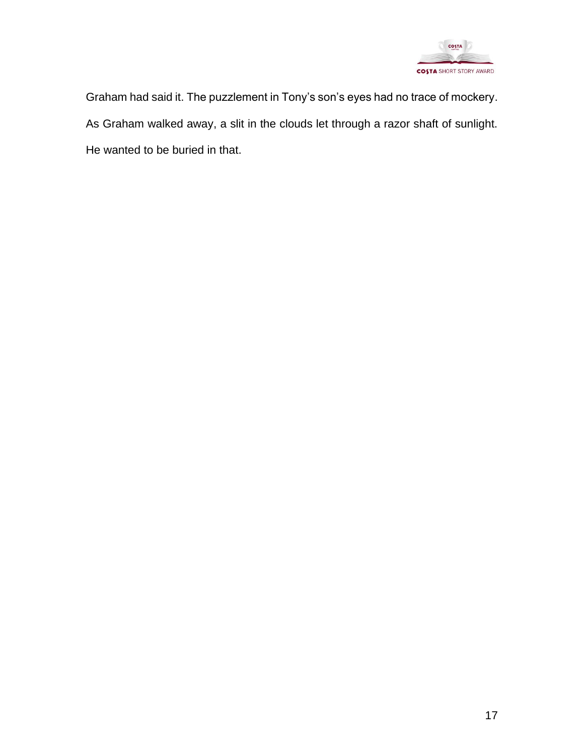Graham had said it. The puzzlement in Tony's son's eyes had no trace of mockery.

As Graham walked away, a slit in the clouds let through a razor shaft of sunlight.

He wanted to be buried in that.